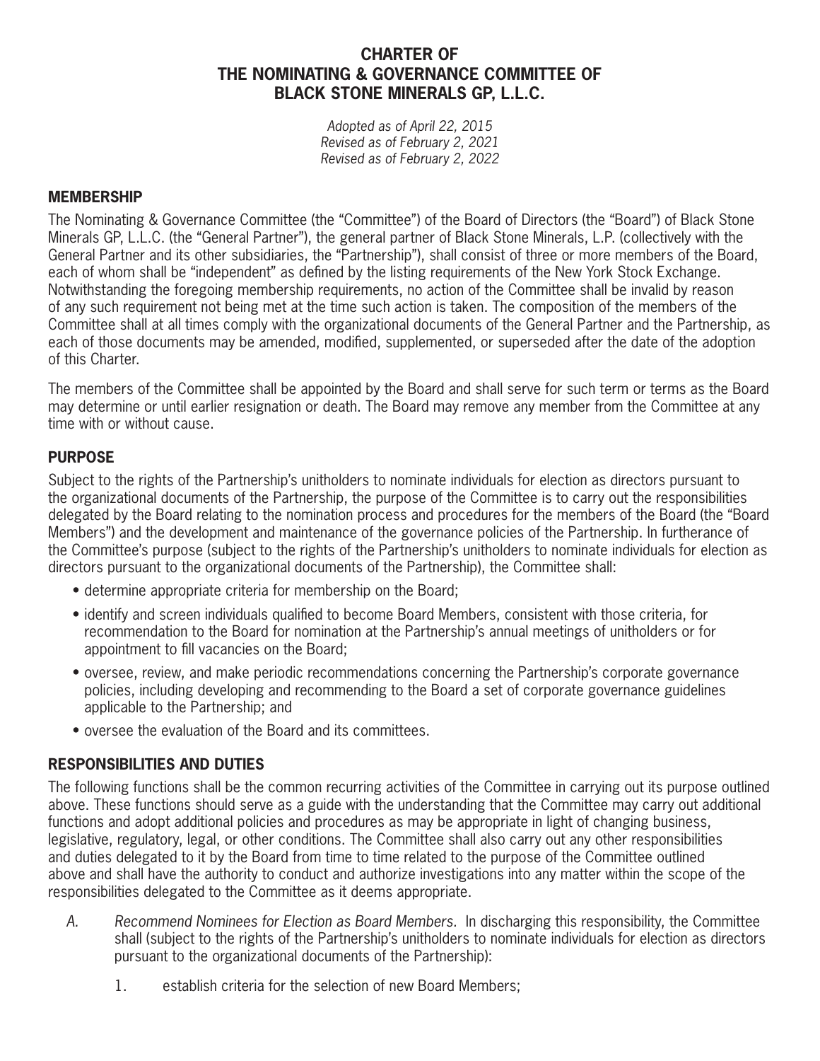# CHARTER OF THE NOMINATING & GOVERNANCE COMMITTEE OF BLACK STONE MINERALS GP, L.L.C.

*Adopted as of April 22, 2015*
*Revised as of February 2, 2021*
*Revised as of February 2, 2022*

## MEMBERSHIP

The Nominating & Governance Committee (the "Committee") of the Board of Directors (the "Board") of Black Stone Minerals GP, L.L.C. (the "General Partner"), the general partner of Black Stone Minerals, L.P. (collectively with the General Partner and its other subsidiaries, the "Partnership"), shall consist of three or more members of the Board, each of whom shall be "independent" as defined by the listing requirements of the New York Stock Exchange. Notwithstanding the foregoing membership requirements, no action of the Committee shall be invalid by reason of any such requirement not being met at the time such action is taken. The composition of the members of the Committee shall at all times comply with the organizational documents of the General Partner and the Partnership, as each of those documents may be amended, modified, supplemented, or superseded after the date of the adoption of this Charter.

The members of the Committee shall be appointed by the Board and shall serve for such term or terms as the Board may determine or until earlier resignation or death. The Board may remove any member from the Committee at any time with or without cause.

## PURPOSE

Subject to the rights of the Partnership's unitholders to nominate individuals for election as directors pursuant to the organizational documents of the Partnership, the purpose of the Committee is to carry out the responsibilities delegated by the Board relating to the nomination process and procedures for the members of the Board (the "Board Members") and the development and maintenance of the governance policies of the Partnership. In furtherance of the Committee's purpose (subject to the rights of the Partnership's unitholders to nominate individuals for election as directors pursuant to the organizational documents of the Partnership), the Committee shall:

- determine appropriate criteria for membership on the Board;
- identify and screen individuals qualified to become Board Members, consistent with those criteria, for recommendation to the Board for nomination at the Partnership's annual meetings of unitholders or for appointment to fill vacancies on the Board;
- oversee, review, and make periodic recommendations concerning the Partnership's corporate governance policies, including developing and recommending to the Board a set of corporate governance guidelines applicable to the Partnership; and
- oversee the evaluation of the Board and its committees.

## RESPONSIBILITIES AND DUTIES

The following functions shall be the common recurring activities of the Committee in carrying out its purpose outlined above. These functions should serve as a guide with the understanding that the Committee may carry out additional functions and adopt additional policies and procedures as may be appropriate in light of changing business, legislative, regulatory, legal, or other conditions. The Committee shall also carry out any other responsibilities and duties delegated to it by the Board from time to time related to the purpose of the Committee outlined above and shall have the authority to conduct and authorize investigations into any matter within the scope of the responsibilities delegated to the Committee as it deems appropriate.

A. *Recommend Nominees for Election as Board Members.* In discharging this responsibility, the Committee shall (subject to the rights of the Partnership's unitholders to nominate individuals for election as directors pursuant to the organizational documents of the Partnership):

   1. establish criteria for the selection of new Board Members;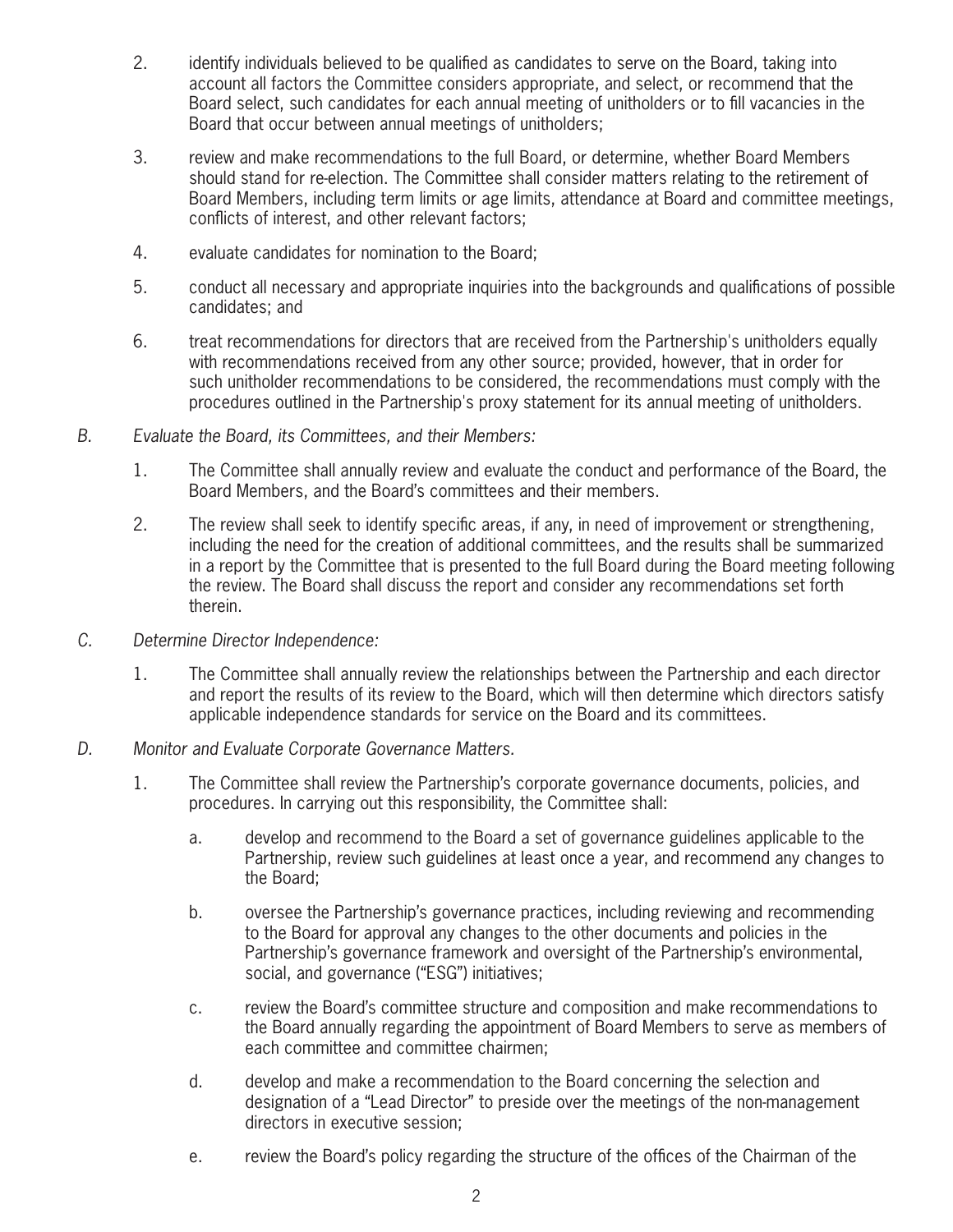2. identify individuals believed to be qualified as candidates to serve on the Board, taking into account all factors the Committee considers appropriate, and select, or recommend that the Board select, such candidates for each annual meeting of unitholders or to fill vacancies in the Board that occur between annual meetings of unitholders;

3. review and make recommendations to the full Board, or determine, whether Board Members should stand for re-election. The Committee shall consider matters relating to the retirement of Board Members, including term limits or age limits, attendance at Board and committee meetings, conflicts of interest, and other relevant factors;

4. evaluate candidates for nomination to the Board;

5. conduct all necessary and appropriate inquiries into the backgrounds and qualifications of possible candidates; and

6. treat recommendations for directors that are received from the Partnership's unitholders equally with recommendations received from any other source; provided, however, that in order for such unitholder recommendations to be considered, the recommendations must comply with the procedures outlined in the Partnership's proxy statement for its annual meeting of unitholders.

*B. Evaluate the Board, its Committees, and their Members:*

1. The Committee shall annually review and evaluate the conduct and performance of the Board, the Board Members, and the Board's committees and their members.

2. The review shall seek to identify specific areas, if any, in need of improvement or strengthening, including the need for the creation of additional committees, and the results shall be summarized in a report by the Committee that is presented to the full Board during the Board meeting following the review. The Board shall discuss the report and consider any recommendations set forth therein.

*C. Determine Director Independence:*

1. The Committee shall annually review the relationships between the Partnership and each director and report the results of its review to the Board, which will then determine which directors satisfy applicable independence standards for service on the Board and its committees.

*D. Monitor and Evaluate Corporate Governance Matters.*

1. The Committee shall review the Partnership's corporate governance documents, policies, and procedures. In carrying out this responsibility, the Committee shall:

   a. develop and recommend to the Board a set of governance guidelines applicable to the Partnership, review such guidelines at least once a year, and recommend any changes to the Board;

   b. oversee the Partnership's governance practices, including reviewing and recommending to the Board for approval any changes to the other documents and policies in the Partnership's governance framework and oversight of the Partnership's environmental, social, and governance ("ESG") initiatives;

   c. review the Board's committee structure and composition and make recommendations to the Board annually regarding the appointment of Board Members to serve as members of each committee and committee chairmen;

   d. develop and make a recommendation to the Board concerning the selection and designation of a "Lead Director" to preside over the meetings of the non-management directors in executive session;

   e. review the Board's policy regarding the structure of the offices of the Chairman of the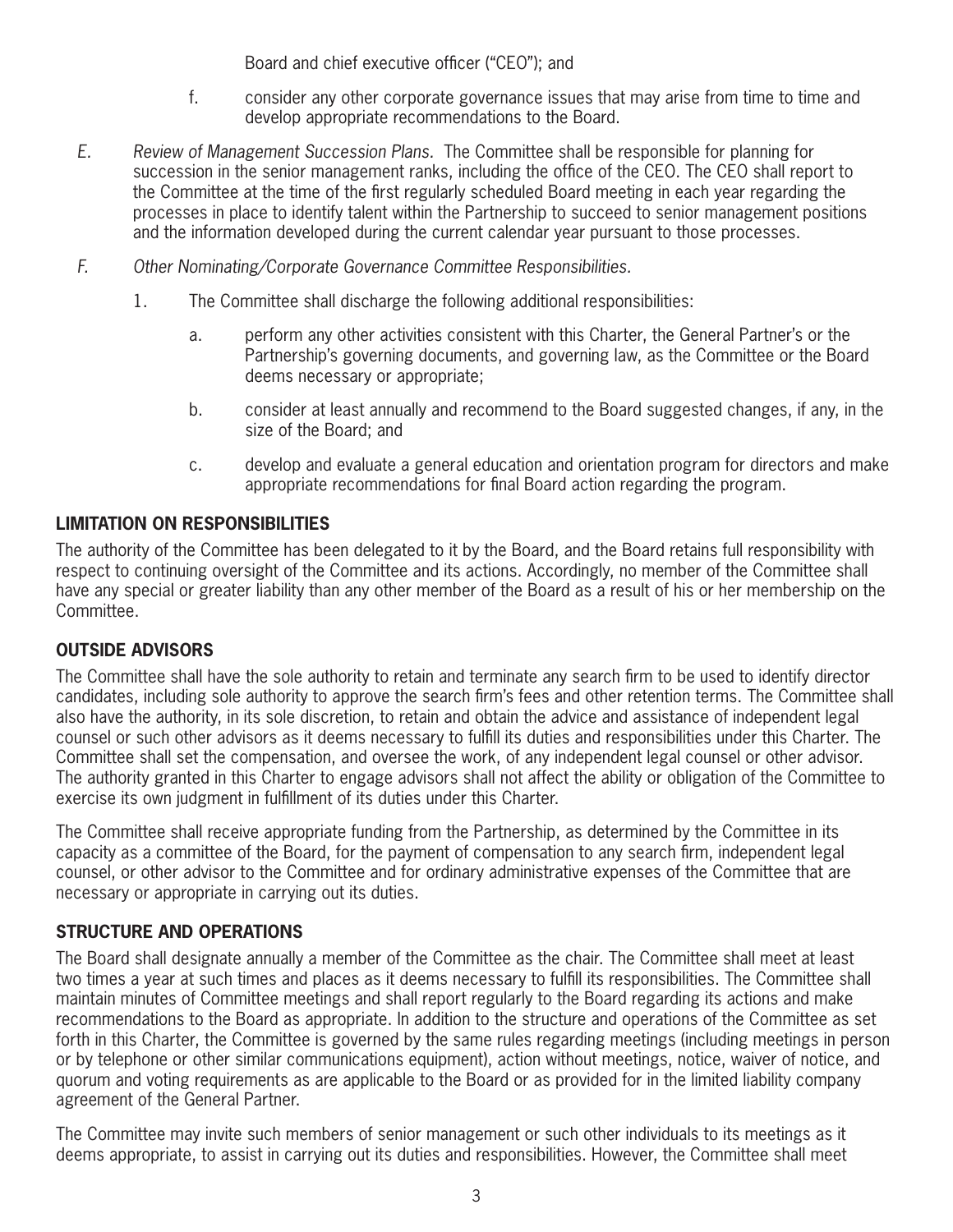Board and chief executive officer ("CEO"); and

f. consider any other corporate governance issues that may arise from time to time and develop appropriate recommendations to the Board.

E. *Review of Management Succession Plans.* The Committee shall be responsible for planning for succession in the senior management ranks, including the office of the CEO. The CEO shall report to the Committee at the time of the first regularly scheduled Board meeting in each year regarding the processes in place to identify talent within the Partnership to succeed to senior management positions and the information developed during the current calendar year pursuant to those processes.

F. *Other Nominating/Corporate Governance Committee Responsibilities.*

1. The Committee shall discharge the following additional responsibilities:

   a. perform any other activities consistent with this Charter, the General Partner's or the Partnership's governing documents, and governing law, as the Committee or the Board deems necessary or appropriate;

   b. consider at least annually and recommend to the Board suggested changes, if any, in the size of the Board; and

   c. develop and evaluate a general education and orientation program for directors and make appropriate recommendations for final Board action regarding the program.

**LIMITATION ON RESPONSIBILITIES**

The authority of the Committee has been delegated to it by the Board, and the Board retains full responsibility with respect to continuing oversight of the Committee and its actions. Accordingly, no member of the Committee shall have any special or greater liability than any other member of the Board as a result of his or her membership on the Committee.

**OUTSIDE ADVISORS**

The Committee shall have the sole authority to retain and terminate any search firm to be used to identify director candidates, including sole authority to approve the search firm's fees and other retention terms. The Committee shall also have the authority, in its sole discretion, to retain and obtain the advice and assistance of independent legal counsel or such other advisors as it deems necessary to fulfill its duties and responsibilities under this Charter. The Committee shall set the compensation, and oversee the work, of any independent legal counsel or other advisor. The authority granted in this Charter to engage advisors shall not affect the ability or obligation of the Committee to exercise its own judgment in fulfillment of its duties under this Charter.

The Committee shall receive appropriate funding from the Partnership, as determined by the Committee in its capacity as a committee of the Board, for the payment of compensation to any search firm, independent legal counsel, or other advisor to the Committee and for ordinary administrative expenses of the Committee that are necessary or appropriate in carrying out its duties.

**STRUCTURE AND OPERATIONS**

The Board shall designate annually a member of the Committee as the chair. The Committee shall meet at least two times a year at such times and places as it deems necessary to fulfill its responsibilities. The Committee shall maintain minutes of Committee meetings and shall report regularly to the Board regarding its actions and make recommendations to the Board as appropriate. In addition to the structure and operations of the Committee as set forth in this Charter, the Committee is governed by the same rules regarding meetings (including meetings in person or by telephone or other similar communications equipment), action without meetings, notice, waiver of notice, and quorum and voting requirements as are applicable to the Board or as provided for in the limited liability company agreement of the General Partner.

The Committee may invite such members of senior management or such other individuals to its meetings as it deems appropriate, to assist in carrying out its duties and responsibilities. However, the Committee shall meet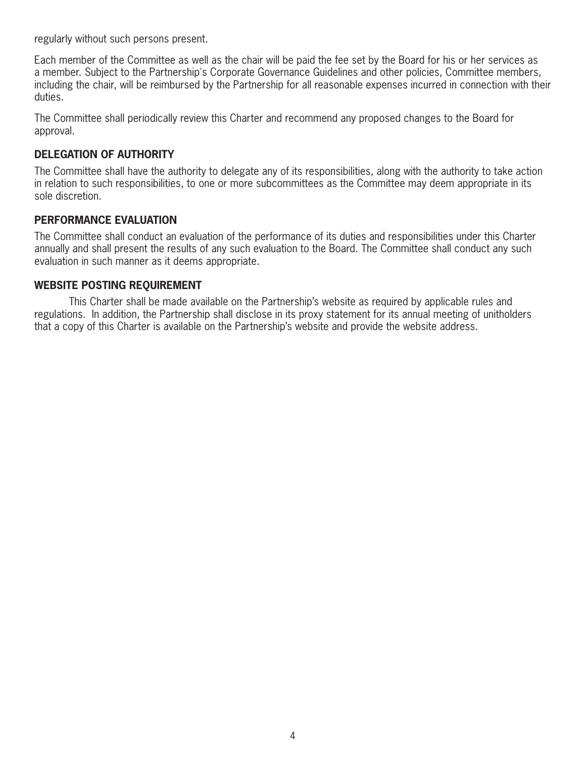regularly without such persons present.

Each member of the Committee as well as the chair will be paid the fee set by the Board for his or her services as a member. Subject to the Partnership's Corporate Governance Guidelines and other policies, Committee members, including the chair, will be reimbursed by the Partnership for all reasonable expenses incurred in connection with their duties.

The Committee shall periodically review this Charter and recommend any proposed changes to the Board for approval.

## DELEGATION OF AUTHORITY

The Committee shall have the authority to delegate any of its responsibilities, along with the authority to take action in relation to such responsibilities, to one or more subcommittees as the Committee may deem appropriate in its sole discretion.

## PERFORMANCE EVALUATION

The Committee shall conduct an evaluation of the performance of its duties and responsibilities under this Charter annually and shall present the results of any such evaluation to the Board. The Committee shall conduct any such evaluation in such manner as it deems appropriate.

## WEBSITE POSTING REQUIREMENT

This Charter shall be made available on the Partnership's website as required by applicable rules and regulations. In addition, the Partnership shall disclose in its proxy statement for its annual meeting of unitholders that a copy of this Charter is available on the Partnership's website and provide the website address.